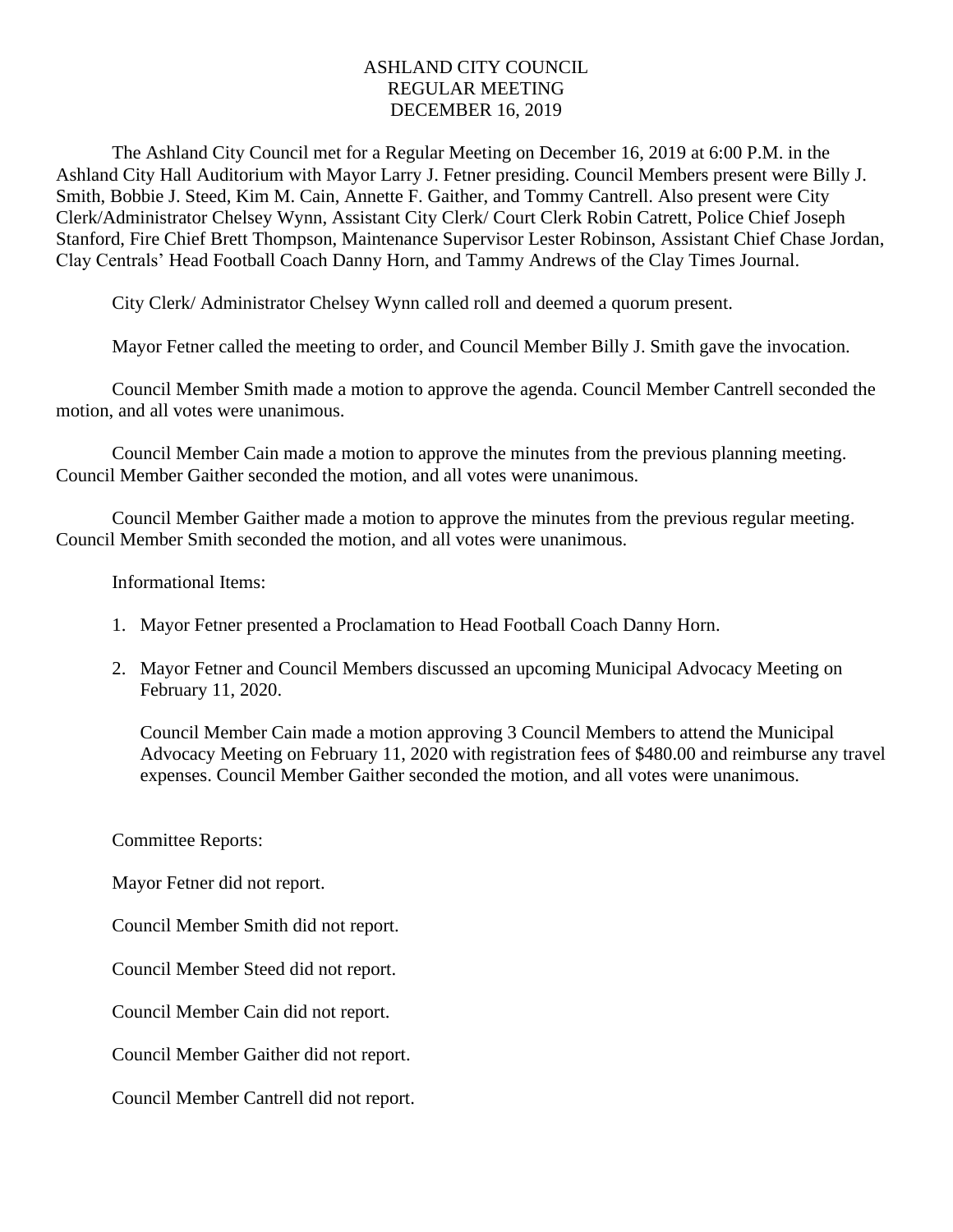# ASHLAND CITY COUNCIL
## REGULAR MEETING
## DECEMBER 16, 2019

The Ashland City Council met for a Regular Meeting on December 16, 2019 at 6:00 P.M. in the Ashland City Hall Auditorium with Mayor Larry J. Fetner presiding. Council Members present were Billy J. Smith, Bobbie J. Steed, Kim M. Cain, Annette F. Gaither, and Tommy Cantrell. Also present were City Clerk/Administrator Chelsey Wynn, Assistant City Clerk/ Court Clerk Robin Catrett, Police Chief Joseph Stanford, Fire Chief Brett Thompson, Maintenance Supervisor Lester Robinson, Assistant Chief Chase Jordan, Clay Centrals' Head Football Coach Danny Horn, and Tammy Andrews of the Clay Times Journal.

City Clerk/ Administrator Chelsey Wynn called roll and deemed a quorum present.

Mayor Fetner called the meeting to order, and Council Member Billy J. Smith gave the invocation.

Council Member Smith made a motion to approve the agenda. Council Member Cantrell seconded the motion, and all votes were unanimous.

Council Member Cain made a motion to approve the minutes from the previous planning meeting. Council Member Gaither seconded the motion, and all votes were unanimous.

Council Member Gaither made a motion to approve the minutes from the previous regular meeting. Council Member Smith seconded the motion, and all votes were unanimous.

Informational Items:

1. Mayor Fetner presented a Proclamation to Head Football Coach Danny Horn.
2. Mayor Fetner and Council Members discussed an upcoming Municipal Advocacy Meeting on February 11, 2020.

   Council Member Cain made a motion approving 3 Council Members to attend the Municipal Advocacy Meeting on February 11, 2020 with registration fees of $480.00 and reimburse any travel expenses. Council Member Gaither seconded the motion, and all votes were unanimous.

Committee Reports:

Mayor Fetner did not report.

Council Member Smith did not report.

Council Member Steed did not report.

Council Member Cain did not report.

Council Member Gaither did not report.

Council Member Cantrell did not report.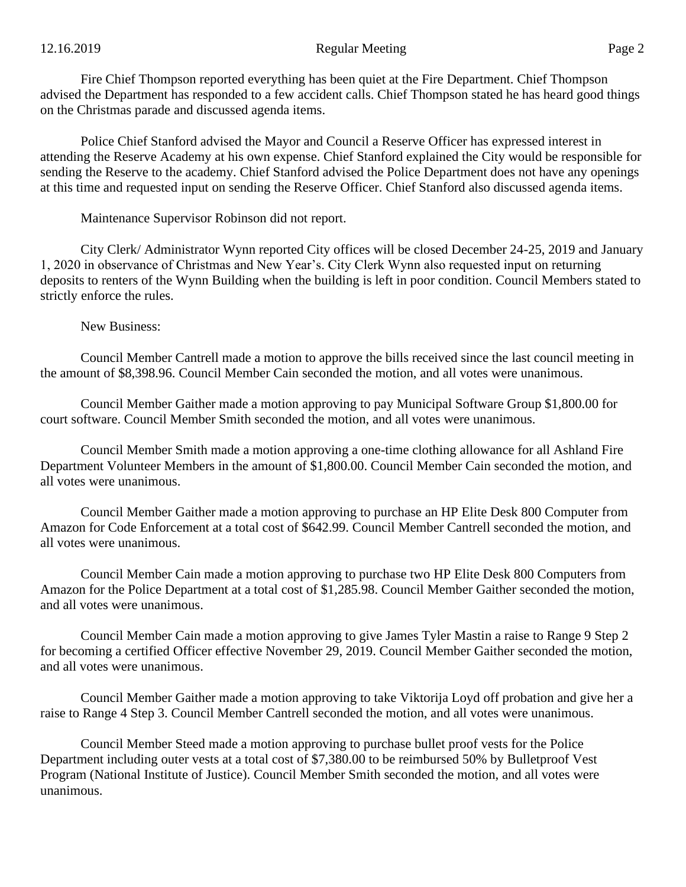Fire Chief Thompson reported everything has been quiet at the Fire Department. Chief Thompson advised the Department has responded to a few accident calls. Chief Thompson stated he has heard good things on the Christmas parade and discussed agenda items.

Police Chief Stanford advised the Mayor and Council a Reserve Officer has expressed interest in attending the Reserve Academy at his own expense. Chief Stanford explained the City would be responsible for sending the Reserve to the academy. Chief Stanford advised the Police Department does not have any openings at this time and requested input on sending the Reserve Officer. Chief Stanford also discussed agenda items.

Maintenance Supervisor Robinson did not report.

City Clerk/ Administrator Wynn reported City offices will be closed December 24-25, 2019 and January 1, 2020 in observance of Christmas and New Year's. City Clerk Wynn also requested input on returning deposits to renters of the Wynn Building when the building is left in poor condition. Council Members stated to strictly enforce the rules.

New Business:

Council Member Cantrell made a motion to approve the bills received since the last council meeting in the amount of $8,398.96. Council Member Cain seconded the motion, and all votes were unanimous.

Council Member Gaither made a motion approving to pay Municipal Software Group $1,800.00 for court software. Council Member Smith seconded the motion, and all votes were unanimous.

Council Member Smith made a motion approving a one-time clothing allowance for all Ashland Fire Department Volunteer Members in the amount of $1,800.00. Council Member Cain seconded the motion, and all votes were unanimous.

Council Member Gaither made a motion approving to purchase an HP Elite Desk 800 Computer from Amazon for Code Enforcement at a total cost of $642.99. Council Member Cantrell seconded the motion, and all votes were unanimous.

Council Member Cain made a motion approving to purchase two HP Elite Desk 800 Computers from Amazon for the Police Department at a total cost of $1,285.98. Council Member Gaither seconded the motion, and all votes were unanimous.

Council Member Cain made a motion approving to give James Tyler Mastin a raise to Range 9 Step 2 for becoming a certified Officer effective November 29, 2019. Council Member Gaither seconded the motion, and all votes were unanimous.

Council Member Gaither made a motion approving to take Viktorija Loyd off probation and give her a raise to Range 4 Step 3. Council Member Cantrell seconded the motion, and all votes were unanimous.

Council Member Steed made a motion approving to purchase bullet proof vests for the Police Department including outer vests at a total cost of $7,380.00 to be reimbursed 50% by Bulletproof Vest Program (National Institute of Justice). Council Member Smith seconded the motion, and all votes were unanimous.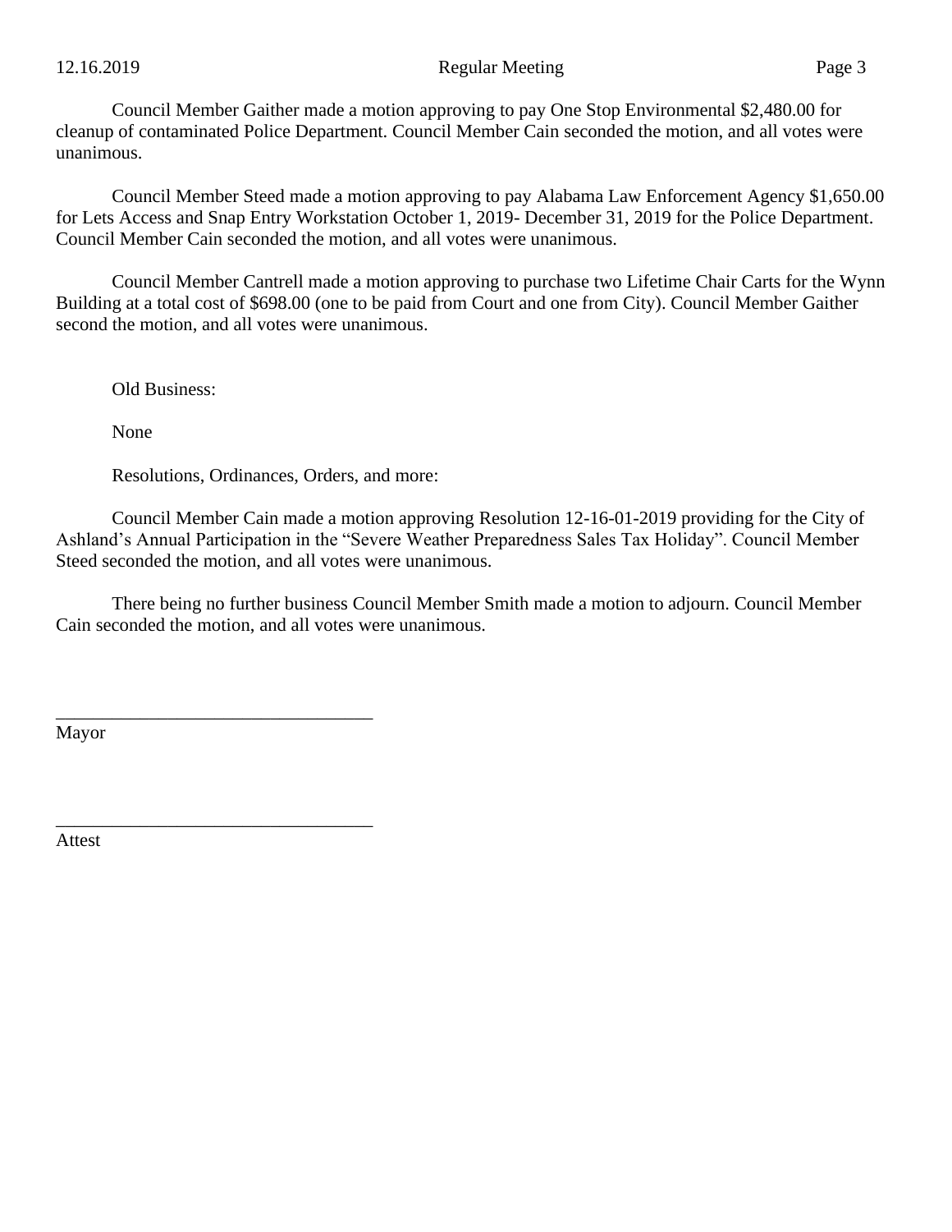Council Member Gaither made a motion approving to pay One Stop Environmental $2,480.00 for cleanup of contaminated Police Department. Council Member Cain seconded the motion, and all votes were unanimous.

Council Member Steed made a motion approving to pay Alabama Law Enforcement Agency $1,650.00 for Lets Access and Snap Entry Workstation October 1, 2019- December 31, 2019 for the Police Department. Council Member Cain seconded the motion, and all votes were unanimous.

Council Member Cantrell made a motion approving to purchase two Lifetime Chair Carts for the Wynn Building at a total cost of $698.00 (one to be paid from Court and one from City). Council Member Gaither second the motion, and all votes were unanimous.

Old Business:

None

Resolutions, Ordinances, Orders, and more:

Council Member Cain made a motion approving Resolution 12-16-01-2019 providing for the City of Ashland's Annual Participation in the "Severe Weather Preparedness Sales Tax Holiday". Council Member Steed seconded the motion, and all votes were unanimous.

There being no further business Council Member Smith made a motion to adjourn. Council Member Cain seconded the motion, and all votes were unanimous.

\_\_\_\_\_\_\_\_\_\_\_\_\_\_\_\_\_\_\_\_\_\_\_\_\_\_\_\_\_\_\_\_\_\_

Mayor

\_\_\_\_\_\_\_\_\_\_\_\_\_\_\_\_\_\_\_\_\_\_\_\_\_\_\_\_\_\_\_\_\_\_

Attest